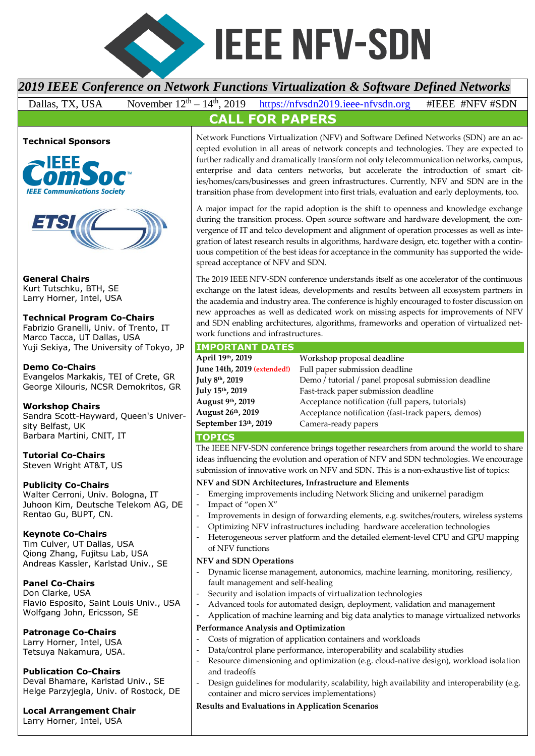# IEEE NFV-SDN

## *2019 IEEE Conference on Network Functions Virtualization & Software Defined Networks*

Dallas, TX, USA  November 12th – 14th, 2019  https://nfvsdn2019.ieee-nfvsdn.org  #IEEE #NFV #SDN

## CALL FOR PAPERS

Network Functions Virtualization (NFV) and Software Defined Networks (SDN) are an accepted evolution in all areas of network concepts and technologies. They are expected to further radically and dramatically transform not only telecommunication networks, campus, enterprise and data centers networks, but accelerate the introduction of smart cities/homes/cars/businesses and green infrastructures. Currently, NFV and SDN are in the transition phase from development into first trials, evaluation and early deployments, too.

A major impact for the rapid adoption is the shift to openness and knowledge exchange during the transition process. Open source software and hardware development, the convergence of IT and telco development and alignment of operation processes as well as integration of latest research results in algorithms, hardware design, etc. together with a continuous competition of the best ideas for acceptance in the community has supported the widespread acceptance of NFV and SDN.

The 2019 IEEE NFV-SDN conference understands itself as one accelerator of the continuous exchange on the latest ideas, developments and results between all ecosystem partners in the academia and industry area. The conference is highly encouraged to foster discussion on new approaches as well as dedicated work on missing aspects for improvements of NFV and SDN enabling architectures, algorithms, frameworks and operation of virtualized network functions and infrastructures.

### IMPORTANT DATES

| | |
|---|---|
| **April 19th, 2019** | Workshop proposal deadline |
| **June 14th, 2019 (extended!)** | Full paper submission deadline |
| **July 8th, 2019** | Demo / tutorial / panel proposal submission deadline |
| **July 15th, 2019** | Fast-track paper submission deadline |
| **August 9th, 2019** | Acceptance notification (full papers, tutorials) |
| **August 26th, 2019** | Acceptance notification (fast-track papers, demos) |
| **September 13th, 2019** | Camera-ready papers |

### TOPICS

The IEEE NFV-SDN conference brings together researchers from around the world to share ideas influencing the evolution and operation of NFV and SDN technologies. We encourage submission of innovative work on NFV and SDN. This is a non-exhaustive list of topics:

**NFV and SDN Architectures, Infrastructure and Elements**

- Emerging improvements including Network Slicing and unikernel paradigm
- Impact of "open X"
- Improvements in design of forwarding elements, e.g. switches/routers, wireless systems
- Optimizing NFV infrastructures including hardware acceleration technologies
- Heterogeneous server platform and the detailed element-level CPU and GPU mapping of NFV functions

**NFV and SDN Operations**

- Dynamic license management, autonomics, machine learning, monitoring, resiliency, fault management and self-healing
- Security and isolation impacts of virtualization technologies
- Advanced tools for automated design, deployment, validation and management
- Application of machine learning and big data analytics to manage virtualized networks

**Performance Analysis and Optimization**

- Costs of migration of application containers and workloads
- Data/control plane performance, interoperability and scalability studies
- Resource dimensioning and optimization (e.g. cloud-native design), workload isolation and tradeoffs
- Design guidelines for modularity, scalability, high availability and interoperability (e.g. container and micro services implementations)

**Results and Evaluations in Application Scenarios**

---

**Technical Sponsors**

IEEE ComSoc – IEEE Communications Society

ETSI

**General Chairs**
Kurt Tutschku, BTH, SE
Larry Horner, Intel, USA

**Technical Program Co-Chairs**
Fabrizio Granelli, Univ. of Trento, IT
Marco Tacca, UT Dallas, USA
Yuji Sekiya, The University of Tokyo, JP

**Demo Co-Chairs**
Evangelos Markakis, TEI of Crete, GR
George Xilouris, NCSR Demokritos, GR

**Workshop Chairs**
Sandra Scott-Hayward, Queen's University Belfast, UK
Barbara Martini, CNIT, IT

**Tutorial Co-Chairs**
Steven Wright AT&T, US

**Publicity Co-Chairs**
Walter Cerroni, Univ. Bologna, IT
Juhoon Kim, Deutsche Telekom AG, DE
Rentao Gu, BUPT, CN.

**Keynote Co-Chairs**
Tim Culver, UT Dallas, USA
Qiong Zhang, Fujitsu Lab, USA
Andreas Kassler, Karlstad Univ., SE

**Panel Co-Chairs**
Don Clarke, USA
Flavio Esposito, Saint Louis Univ., USA
Wolfgang John, Ericsson, SE

**Patronage Co-Chairs**
Larry Horner, Intel, USA
Tetsuya Nakamura, USA.

**Publication Co-Chairs**
Deval Bhamare, Karlstad Univ., SE
Helge Parzyjegla, Univ. of Rostock, DE

**Local Arrangement Chair**
Larry Horner, Intel, USA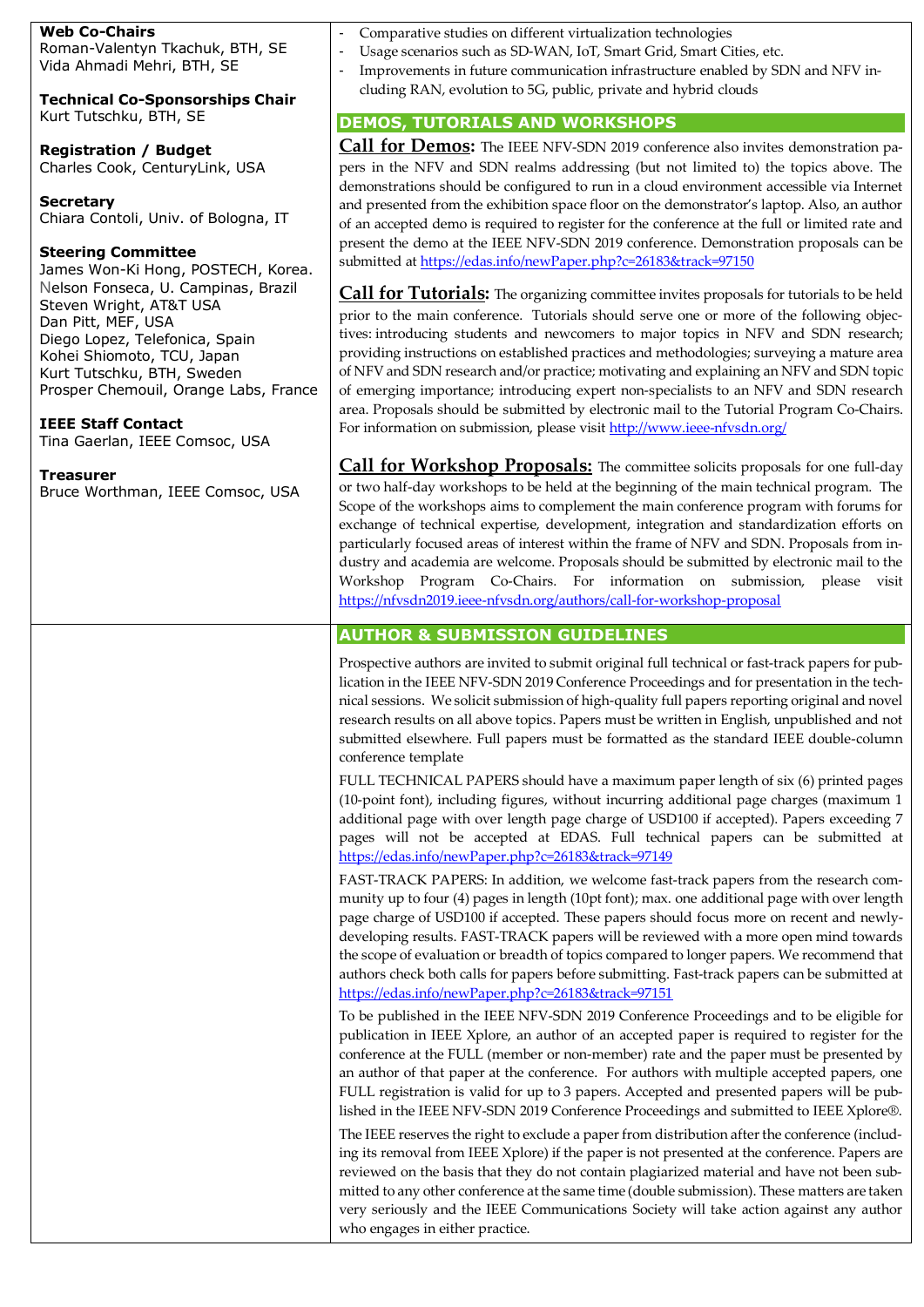**Web Co-Chairs**
Roman-Valentyn Tkachuk, BTH, SE
Vida Ahmadi Mehri, BTH, SE

**Technical Co-Sponsorships Chair**
Kurt Tutschku, BTH, SE

**Registration / Budget**
Charles Cook, CenturyLink, USA

**Secretary**
Chiara Contoli, Univ. of Bologna, IT

**Steering Committee**
James Won-Ki Hong, POSTECH, Korea.
Nelson Fonseca, U. Campinas, Brazil
Steven Wright, AT&T USA
Dan Pitt, MEF, USA
Diego Lopez, Telefonica, Spain
Kohei Shiomoto, TCU, Japan
Kurt Tutschku, BTH, Sweden
Prosper Chemouil, Orange Labs, France

**IEEE Staff Contact**
Tina Gaerlan, IEEE Comsoc, USA

**Treasurer**
Bruce Worthman, IEEE Comsoc, USA

- Comparative studies on different virtualization technologies
- Usage scenarios such as SD-WAN, IoT, Smart Grid, Smart Cities, etc.
- Improvements in future communication infrastructure enabled by SDN and NFV including RAN, evolution to 5G, public, private and hybrid clouds

## DEMOS, TUTORIALS AND WORKSHOPS

**Call for Demos:** The IEEE NFV-SDN 2019 conference also invites demonstration papers in the NFV and SDN realms addressing (but not limited to) the topics above. The demonstrations should be configured to run in a cloud environment accessible via Internet and presented from the exhibition space floor on the demonstrator's laptop. Also, an author of an accepted demo is required to register for the conference at the full or limited rate and present the demo at the IEEE NFV-SDN 2019 conference. Demonstration proposals can be submitted at https://edas.info/newPaper.php?c=26183&track=97150

**Call for Tutorials:** The organizing committee invites proposals for tutorials to be held prior to the main conference. Tutorials should serve one or more of the following objectives: introducing students and newcomers to major topics in NFV and SDN research; providing instructions on established practices and methodologies; surveying a mature area of NFV and SDN research and/or practice; motivating and explaining an NFV and SDN topic of emerging importance; introducing expert non-specialists to an NFV and SDN research area. Proposals should be submitted by electronic mail to the Tutorial Program Co-Chairs. For information on submission, please visit http://www.ieee-nfvsdn.org/

**Call for Workshop Proposals:** The committee solicits proposals for one full-day or two half-day workshops to be held at the beginning of the main technical program. The Scope of the workshops aims to complement the main conference program with forums for exchange of technical expertise, development, integration and standardization efforts on particularly focused areas of interest within the frame of NFV and SDN. Proposals from industry and academia are welcome. Proposals should be submitted by electronic mail to the Workshop Program Co-Chairs. For information on submission, please visit https://nfvsdn2019.ieee-nfvsdn.org/authors/call-for-workshop-proposal

## AUTHOR & SUBMISSION GUIDELINES

Prospective authors are invited to submit original full technical or fast-track papers for publication in the IEEE NFV-SDN 2019 Conference Proceedings and for presentation in the technical sessions. We solicit submission of high-quality full papers reporting original and novel research results on all above topics. Papers must be written in English, unpublished and not submitted elsewhere. Full papers must be formatted as the standard IEEE double-column conference template

FULL TECHNICAL PAPERS should have a maximum paper length of six (6) printed pages (10-point font), including figures, without incurring additional page charges (maximum 1 additional page with over length page charge of USD100 if accepted). Papers exceeding 7 pages will not be accepted at EDAS. Full technical papers can be submitted at https://edas.info/newPaper.php?c=26183&track=97149

FAST-TRACK PAPERS: In addition, we welcome fast-track papers from the research community up to four (4) pages in length (10pt font); max. one additional page with over length page charge of USD100 if accepted. These papers should focus more on recent and newly-developing results. FAST-TRACK papers will be reviewed with a more open mind towards the scope of evaluation or breadth of topics compared to longer papers. We recommend that authors check both calls for papers before submitting. Fast-track papers can be submitted at https://edas.info/newPaper.php?c=26183&track=97151

To be published in the IEEE NFV-SDN 2019 Conference Proceedings and to be eligible for publication in IEEE Xplore, an author of an accepted paper is required to register for the conference at the FULL (member or non-member) rate and the paper must be presented by an author of that paper at the conference. For authors with multiple accepted papers, one FULL registration is valid for up to 3 papers. Accepted and presented papers will be published in the IEEE NFV-SDN 2019 Conference Proceedings and submitted to IEEE Xplore®.

The IEEE reserves the right to exclude a paper from distribution after the conference (including its removal from IEEE Xplore) if the paper is not presented at the conference. Papers are reviewed on the basis that they do not contain plagiarized material and have not been submitted to any other conference at the same time (double submission). These matters are taken very seriously and the IEEE Communications Society will take action against any author who engages in either practice.